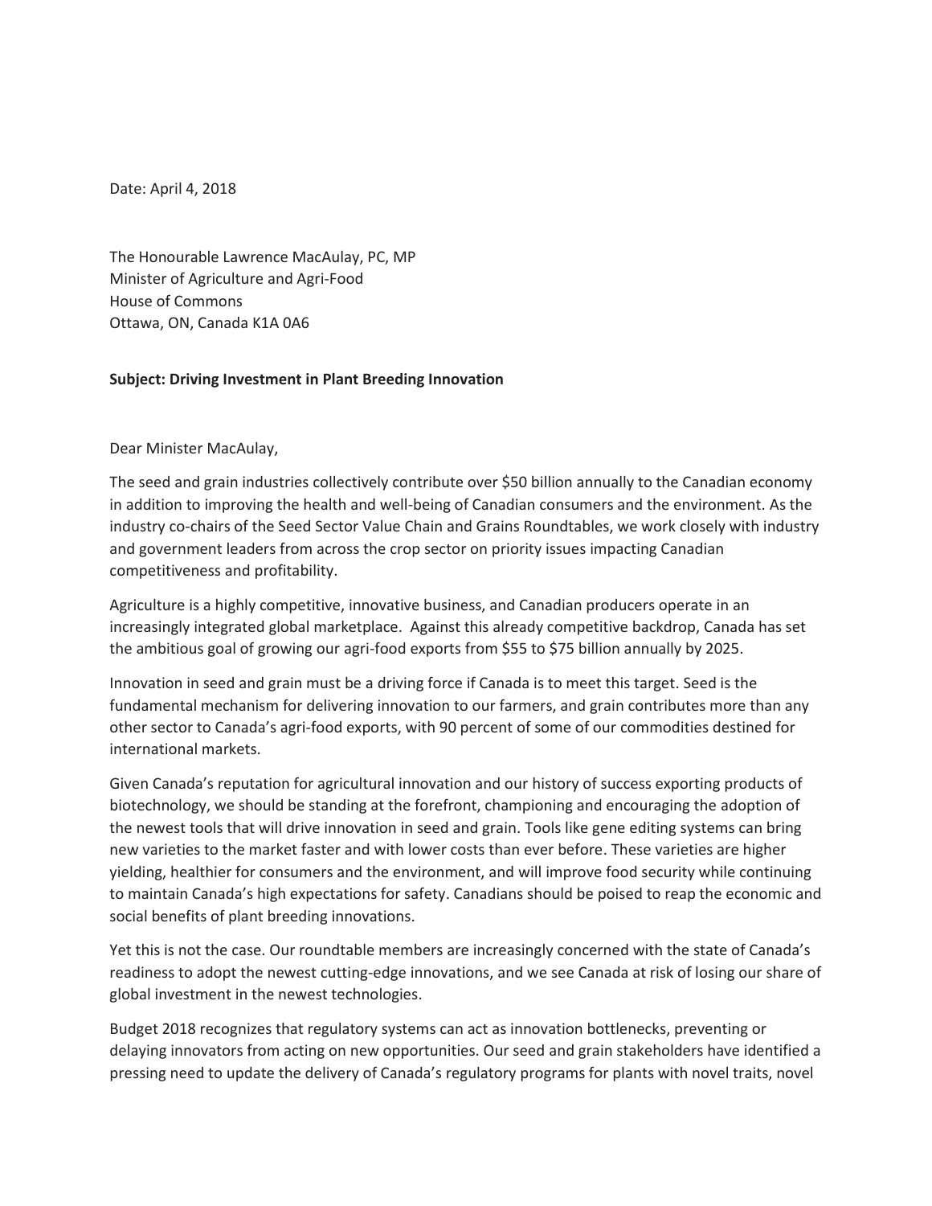Date: April 4, 2018

The Honourable Lawrence MacAulay, PC, MP
Minister of Agriculture and Agri-Food
House of Commons
Ottawa, ON, Canada K1A 0A6

**Subject: Driving Investment in Plant Breeding Innovation**

Dear Minister MacAulay,

The seed and grain industries collectively contribute over $50 billion annually to the Canadian economy in addition to improving the health and well-being of Canadian consumers and the environment. As the industry co-chairs of the Seed Sector Value Chain and Grains Roundtables, we work closely with industry and government leaders from across the crop sector on priority issues impacting Canadian competitiveness and profitability.

Agriculture is a highly competitive, innovative business, and Canadian producers operate in an increasingly integrated global marketplace. Against this already competitive backdrop, Canada has set the ambitious goal of growing our agri-food exports from $55 to $75 billion annually by 2025.

Innovation in seed and grain must be a driving force if Canada is to meet this target. Seed is the fundamental mechanism for delivering innovation to our farmers, and grain contributes more than any other sector to Canada's agri-food exports, with 90 percent of some of our commodities destined for international markets.

Given Canada's reputation for agricultural innovation and our history of success exporting products of biotechnology, we should be standing at the forefront, championing and encouraging the adoption of the newest tools that will drive innovation in seed and grain. Tools like gene editing systems can bring new varieties to the market faster and with lower costs than ever before. These varieties are higher yielding, healthier for consumers and the environment, and will improve food security while continuing to maintain Canada's high expectations for safety. Canadians should be poised to reap the economic and social benefits of plant breeding innovations.

Yet this is not the case. Our roundtable members are increasingly concerned with the state of Canada's readiness to adopt the newest cutting-edge innovations, and we see Canada at risk of losing our share of global investment in the newest technologies.

Budget 2018 recognizes that regulatory systems can act as innovation bottlenecks, preventing or delaying innovators from acting on new opportunities. Our seed and grain stakeholders have identified a pressing need to update the delivery of Canada's regulatory programs for plants with novel traits, novel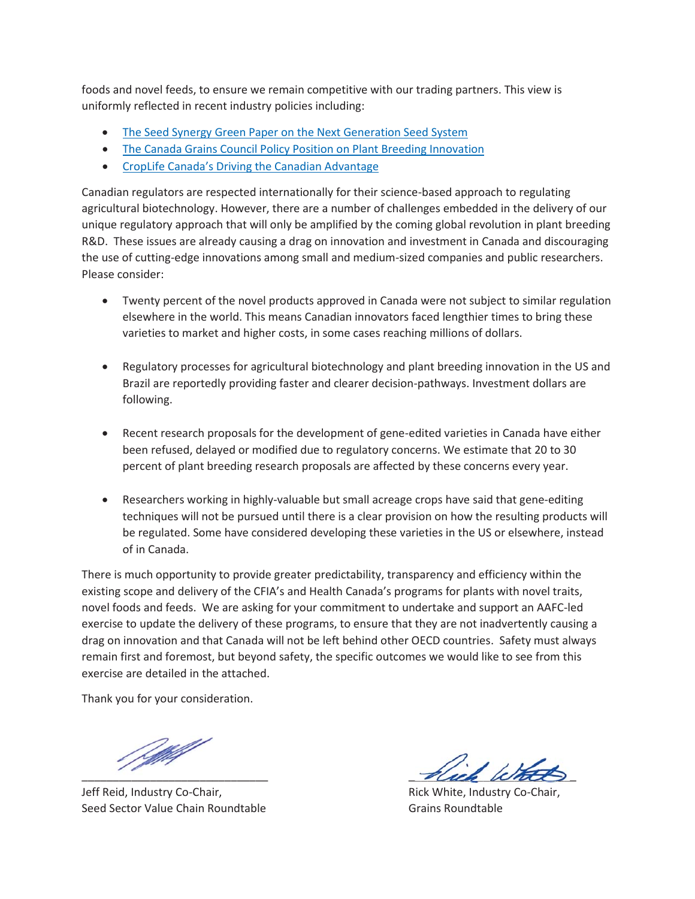foods and novel feeds, to ensure we remain competitive with our trading partners. This view is uniformly reflected in recent industry policies including:

- The Seed Synergy Green Paper on the Next Generation Seed System
- The Canada Grains Council Policy Position on Plant Breeding Innovation
- CropLife Canada's Driving the Canadian Advantage

Canadian regulators are respected internationally for their science-based approach to regulating agricultural biotechnology. However, there are a number of challenges embedded in the delivery of our unique regulatory approach that will only be amplified by the coming global revolution in plant breeding R&D. These issues are already causing a drag on innovation and investment in Canada and discouraging the use of cutting-edge innovations among small and medium-sized companies and public researchers. Please consider:

- Twenty percent of the novel products approved in Canada were not subject to similar regulation elsewhere in the world. This means Canadian innovators faced lengthier times to bring these varieties to market and higher costs, in some cases reaching millions of dollars.

- Regulatory processes for agricultural biotechnology and plant breeding innovation in the US and Brazil are reportedly providing faster and clearer decision-pathways. Investment dollars are following.

- Recent research proposals for the development of gene-edited varieties in Canada have either been refused, delayed or modified due to regulatory concerns. We estimate that 20 to 30 percent of plant breeding research proposals are affected by these concerns every year.

- Researchers working in highly-valuable but small acreage crops have said that gene-editing techniques will not be pursued until there is a clear provision on how the resulting products will be regulated. Some have considered developing these varieties in the US or elsewhere, instead of in Canada.

There is much opportunity to provide greater predictability, transparency and efficiency within the existing scope and delivery of the CFIA's and Health Canada's programs for plants with novel traits, novel foods and feeds. We are asking for your commitment to undertake and support an AAFC-led exercise to update the delivery of these programs, to ensure that they are not inadvertently causing a drag on innovation and that Canada will not be left behind other OECD countries. Safety must always remain first and foremost, but beyond safety, the specific outcomes we would like to see from this exercise are detailed in the attached.

Thank you for your consideration.

Jeff Reid, Industry Co-Chair,
Seed Sector Value Chain Roundtable

Rick White, Industry Co-Chair,
Grains Roundtable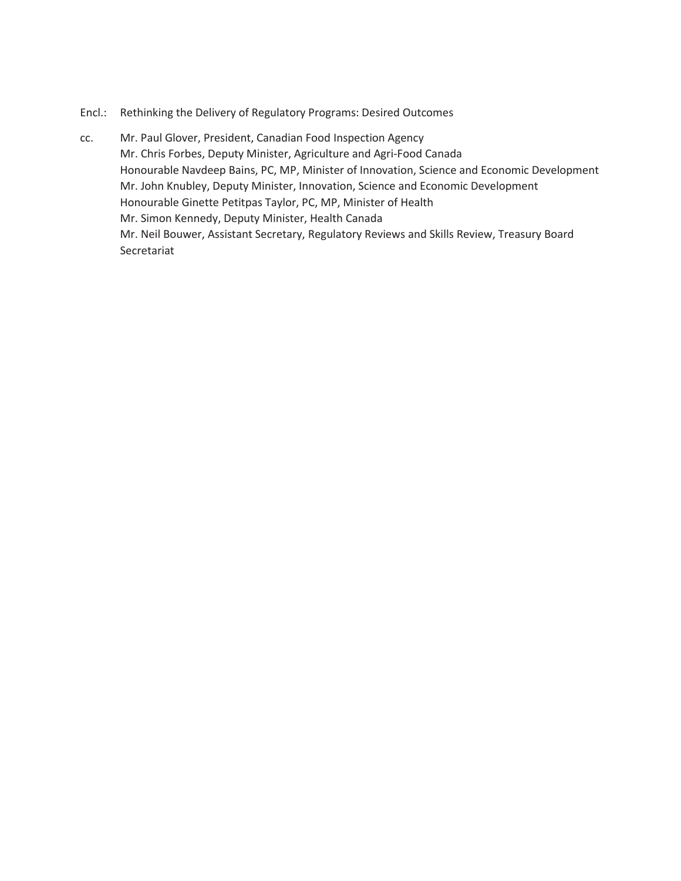Encl.: Rethinking the Delivery of Regulatory Programs: Desired Outcomes

cc. Mr. Paul Glover, President, Canadian Food Inspection Agency
Mr. Chris Forbes, Deputy Minister, Agriculture and Agri-Food Canada
Honourable Navdeep Bains, PC, MP, Minister of Innovation, Science and Economic Development
Mr. John Knubley, Deputy Minister, Innovation, Science and Economic Development
Honourable Ginette Petitpas Taylor, PC, MP, Minister of Health
Mr. Simon Kennedy, Deputy Minister, Health Canada
Mr. Neil Bouwer, Assistant Secretary, Regulatory Reviews and Skills Review, Treasury Board Secretariat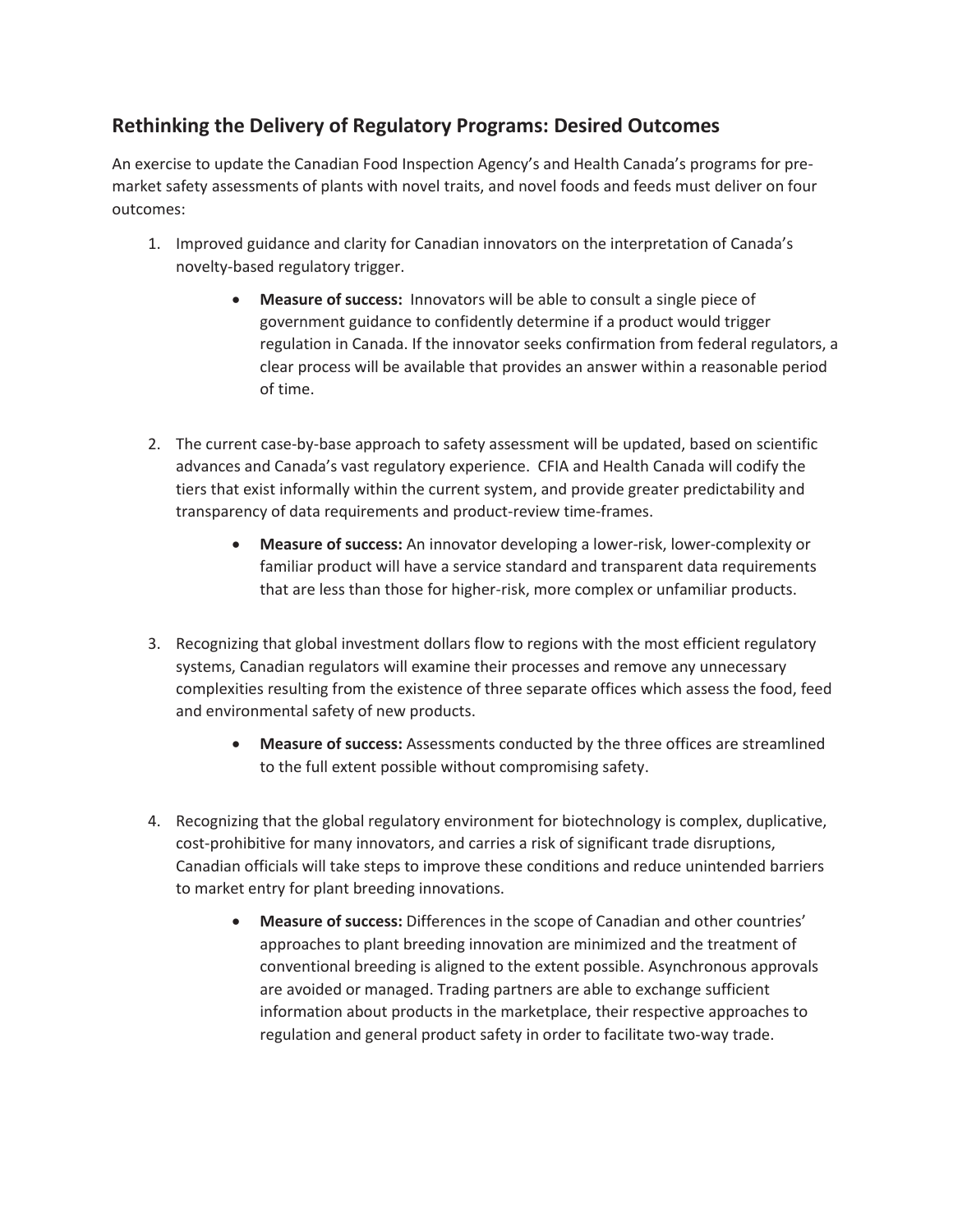## Rethinking the Delivery of Regulatory Programs: Desired Outcomes

An exercise to update the Canadian Food Inspection Agency's and Health Canada's programs for pre-market safety assessments of plants with novel traits, and novel foods and feeds must deliver on four outcomes:

1. Improved guidance and clarity for Canadian innovators on the interpretation of Canada's novelty-based regulatory trigger.

    - **Measure of success:** Innovators will be able to consult a single piece of government guidance to confidently determine if a product would trigger regulation in Canada. If the innovator seeks confirmation from federal regulators, a clear process will be available that provides an answer within a reasonable period of time.

2. The current case-by-base approach to safety assessment will be updated, based on scientific advances and Canada's vast regulatory experience. CFIA and Health Canada will codify the tiers that exist informally within the current system, and provide greater predictability and transparency of data requirements and product-review time-frames.

    - **Measure of success:** An innovator developing a lower-risk, lower-complexity or familiar product will have a service standard and transparent data requirements that are less than those for higher-risk, more complex or unfamiliar products.

3. Recognizing that global investment dollars flow to regions with the most efficient regulatory systems, Canadian regulators will examine their processes and remove any unnecessary complexities resulting from the existence of three separate offices which assess the food, feed and environmental safety of new products.

    - **Measure of success:** Assessments conducted by the three offices are streamlined to the full extent possible without compromising safety.

4. Recognizing that the global regulatory environment for biotechnology is complex, duplicative, cost-prohibitive for many innovators, and carries a risk of significant trade disruptions, Canadian officials will take steps to improve these conditions and reduce unintended barriers to market entry for plant breeding innovations.

    - **Measure of success:** Differences in the scope of Canadian and other countries' approaches to plant breeding innovation are minimized and the treatment of conventional breeding is aligned to the extent possible. Asynchronous approvals are avoided or managed. Trading partners are able to exchange sufficient information about products in the marketplace, their respective approaches to regulation and general product safety in order to facilitate two-way trade.